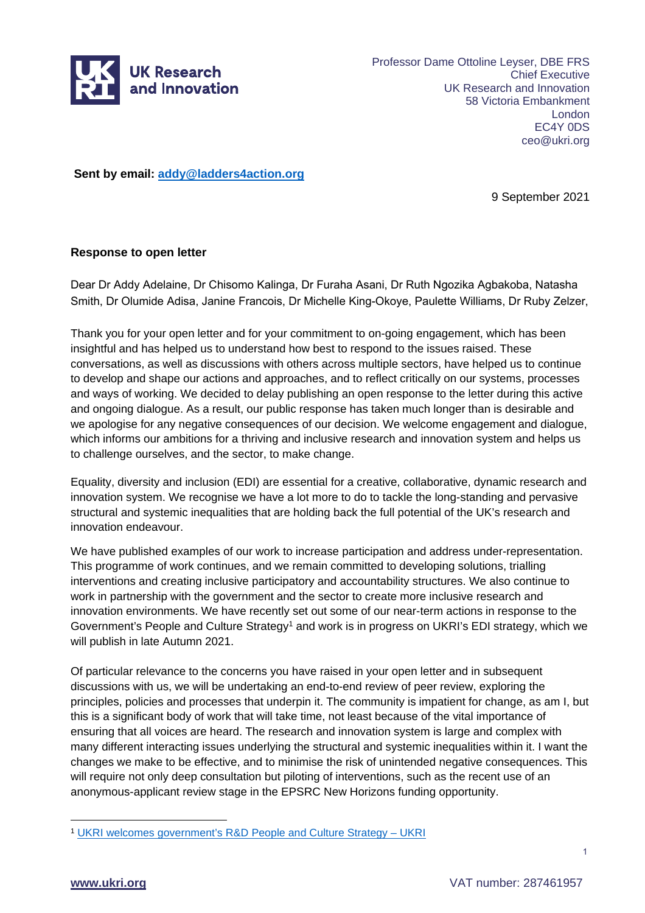UK Research and Innovation

Professor Dame Ottoline Leyser, DBE FRS
Chief Executive
UK Research and Innovation
58 Victoria Embankment
London
EC4Y 0DS
ceo@ukri.org

**Sent by email: addy@ladders4action.org**

9 September 2021

**Response to open letter**

Dear Dr Addy Adelaine, Dr Chisomo Kalinga, Dr Furaha Asani, Dr Ruth Ngozika Agbakoba, Natasha Smith, Dr Olumide Adisa, Janine Francois, Dr Michelle King-Okoye, Paulette Williams, Dr Ruby Zelzer,

Thank you for your open letter and for your commitment to on-going engagement, which has been insightful and has helped us to understand how best to respond to the issues raised. These conversations, as well as discussions with others across multiple sectors, have helped us to continue to develop and shape our actions and approaches, and to reflect critically on our systems, processes and ways of working. We decided to delay publishing an open response to the letter during this active and ongoing dialogue. As a result, our public response has taken much longer than is desirable and we apologise for any negative consequences of our decision. We welcome engagement and dialogue, which informs our ambitions for a thriving and inclusive research and innovation system and helps us to challenge ourselves, and the sector, to make change.

Equality, diversity and inclusion (EDI) are essential for a creative, collaborative, dynamic research and innovation system. We recognise we have a lot more to do to tackle the long-standing and pervasive structural and systemic inequalities that are holding back the full potential of the UK's research and innovation endeavour.

We have published examples of our work to increase participation and address under-representation. This programme of work continues, and we remain committed to developing solutions, trialling interventions and creating inclusive participatory and accountability structures. We also continue to work in partnership with the government and the sector to create more inclusive research and innovation environments. We have recently set out some of our near-term actions in response to the Government's People and Culture Strategy[1] and work is in progress on UKRI's EDI strategy, which we will publish in late Autumn 2021.

Of particular relevance to the concerns you have raised in your open letter and in subsequent discussions with us, we will be undertaking an end-to-end review of peer review, exploring the principles, policies and processes that underpin it. The community is impatient for change, as am I, but this is a significant body of work that will take time, not least because of the vital importance of ensuring that all voices are heard. The research and innovation system is large and complex with many different interacting issues underlying the structural and systemic inequalities within it. I want the changes we make to be effective, and to minimise the risk of unintended negative consequences. This will require not only deep consultation but piloting of interventions, such as the recent use of an anonymous-applicant review stage in the EPSRC New Horizons funding opportunity.

[1] UKRI welcomes government's R&D People and Culture Strategy – UKRI

www.ukri.org VAT number: 287461957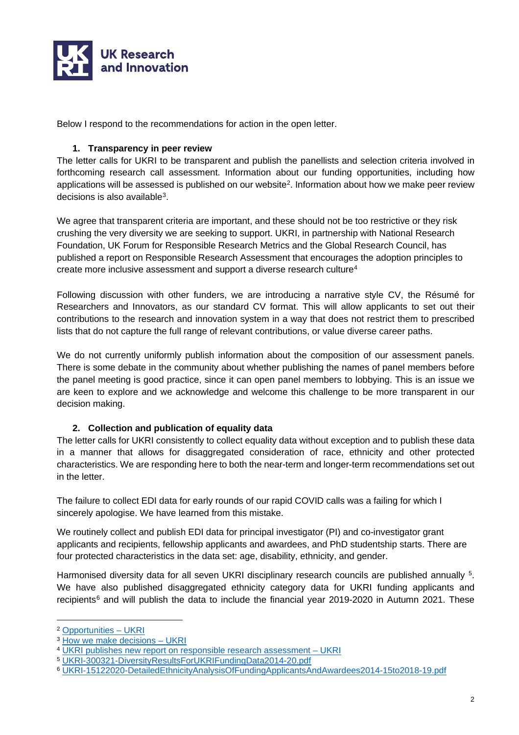Below I respond to the recommendations for action in the open letter.

### 1. Transparency in peer review

The letter calls for UKRI to be transparent and publish the panellists and selection criteria involved in forthcoming research call assessment. Information about our funding opportunities, including how applications will be assessed is published on our website[2]. Information about how we make peer review decisions is also available[3].

We agree that transparent criteria are important, and these should not be too restrictive or they risk crushing the very diversity we are seeking to support. UKRI, in partnership with National Research Foundation, UK Forum for Responsible Research Metrics and the Global Research Council, has published a report on Responsible Research Assessment that encourages the adoption principles to create more inclusive assessment and support a diverse research culture[4]

Following discussion with other funders, we are introducing a narrative style CV, the Résumé for Researchers and Innovators, as our standard CV format. This will allow applicants to set out their contributions to the research and innovation system in a way that does not restrict them to prescribed lists that do not capture the full range of relevant contributions, or value diverse career paths.

We do not currently uniformly publish information about the composition of our assessment panels. There is some debate in the community about whether publishing the names of panel members before the panel meeting is good practice, since it can open panel members to lobbying. This is an issue we are keen to explore and we acknowledge and welcome this challenge to be more transparent in our decision making.

### 2. Collection and publication of equality data

The letter calls for UKRI consistently to collect equality data without exception and to publish these data in a manner that allows for disaggregated consideration of race, ethnicity and other protected characteristics. We are responding here to both the near-term and longer-term recommendations set out in the letter.

The failure to collect EDI data for early rounds of our rapid COVID calls was a failing for which I sincerely apologise. We have learned from this mistake.

We routinely collect and publish EDI data for principal investigator (PI) and co-investigator grant applicants and recipients, fellowship applicants and awardees, and PhD studentship starts. There are four protected characteristics in the data set: age, disability, ethnicity, and gender.

Harmonised diversity data for all seven UKRI disciplinary research councils are published annually [5]. We have also published disaggregated ethnicity category data for UKRI funding applicants and recipients[6] and will publish the data to include the financial year 2019-2020 in Autumn 2021. These

---

[2] Opportunities – UKRI

[3] How we make decisions – UKRI

[4] UKRI publishes new report on responsible research assessment – UKRI

[5] UKRI-300321-DiversityResultsForUKRIFundingData2014-20.pdf

[6] UKRI-15122020-DetailedEthnicityAnalysisOfFundingApplicantsAndAwardees2014-15to2018-19.pdf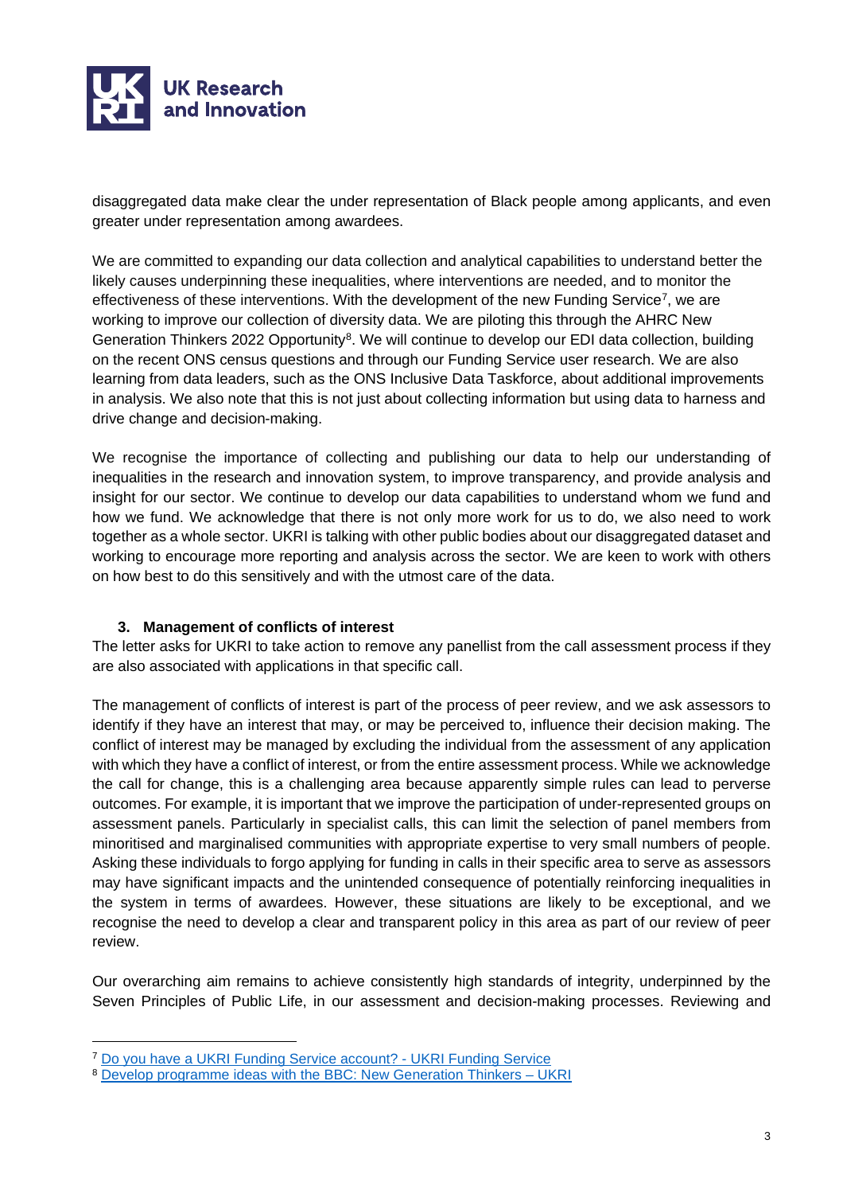disaggregated data make clear the under representation of Black people among applicants, and even greater under representation among awardees.

We are committed to expanding our data collection and analytical capabilities to understand better the likely causes underpinning these inequalities, where interventions are needed, and to monitor the effectiveness of these interventions. With the development of the new Funding Service[7], we are working to improve our collection of diversity data. We are piloting this through the AHRC New Generation Thinkers 2022 Opportunity[8]. We will continue to develop our EDI data collection, building on the recent ONS census questions and through our Funding Service user research. We are also learning from data leaders, such as the ONS Inclusive Data Taskforce, about additional improvements in analysis. We also note that this is not just about collecting information but using data to harness and drive change and decision-making.

We recognise the importance of collecting and publishing our data to help our understanding of inequalities in the research and innovation system, to improve transparency, and provide analysis and insight for our sector. We continue to develop our data capabilities to understand whom we fund and how we fund. We acknowledge that there is not only more work for us to do, we also need to work together as a whole sector. UKRI is talking with other public bodies about our disaggregated dataset and working to encourage more reporting and analysis across the sector. We are keen to work with others on how best to do this sensitively and with the utmost care of the data.

### 3. Management of conflicts of interest

The letter asks for UKRI to take action to remove any panellist from the call assessment process if they are also associated with applications in that specific call.

The management of conflicts of interest is part of the process of peer review, and we ask assessors to identify if they have an interest that may, or may be perceived to, influence their decision making. The conflict of interest may be managed by excluding the individual from the assessment of any application with which they have a conflict of interest, or from the entire assessment process. While we acknowledge the call for change, this is a challenging area because apparently simple rules can lead to perverse outcomes. For example, it is important that we improve the participation of under-represented groups on assessment panels. Particularly in specialist calls, this can limit the selection of panel members from minoritised and marginalised communities with appropriate expertise to very small numbers of people. Asking these individuals to forgo applying for funding in calls in their specific area to serve as assessors may have significant impacts and the unintended consequence of potentially reinforcing inequalities in the system in terms of awardees. However, these situations are likely to be exceptional, and we recognise the need to develop a clear and transparent policy in this area as part of our review of peer review.

Our overarching aim remains to achieve consistently high standards of integrity, underpinned by the Seven Principles of Public Life, in our assessment and decision-making processes. Reviewing and

---

[7] Do you have a UKRI Funding Service account? - UKRI Funding Service

[8] Develop programme ideas with the BBC: New Generation Thinkers – UKRI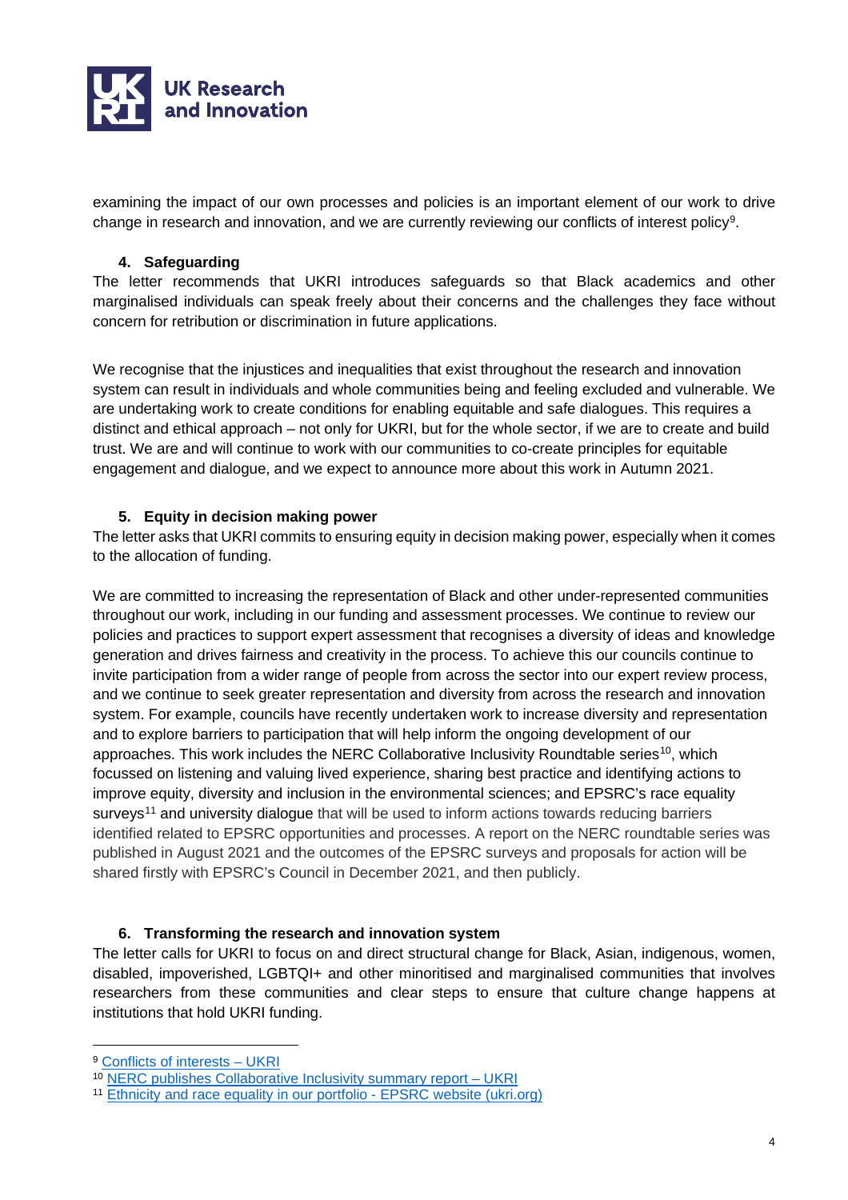examining the impact of our own processes and policies is an important element of our work to drive change in research and innovation, and we are currently reviewing our conflicts of interest policy[9].

### 4. Safeguarding

The letter recommends that UKRI introduces safeguards so that Black academics and other marginalised individuals can speak freely about their concerns and the challenges they face without concern for retribution or discrimination in future applications.

We recognise that the injustices and inequalities that exist throughout the research and innovation system can result in individuals and whole communities being and feeling excluded and vulnerable. We are undertaking work to create conditions for enabling equitable and safe dialogues. This requires a distinct and ethical approach – not only for UKRI, but for the whole sector, if we are to create and build trust. We are and will continue to work with our communities to co-create principles for equitable engagement and dialogue, and we expect to announce more about this work in Autumn 2021.

### 5. Equity in decision making power

The letter asks that UKRI commits to ensuring equity in decision making power, especially when it comes to the allocation of funding.

We are committed to increasing the representation of Black and other under-represented communities throughout our work, including in our funding and assessment processes. We continue to review our policies and practices to support expert assessment that recognises a diversity of ideas and knowledge generation and drives fairness and creativity in the process. To achieve this our councils continue to invite participation from a wider range of people from across the sector into our expert review process, and we continue to seek greater representation and diversity from across the research and innovation system. For example, councils have recently undertaken work to increase diversity and representation and to explore barriers to participation that will help inform the ongoing development of our approaches. This work includes the NERC Collaborative Inclusivity Roundtable series[10], which focussed on listening and valuing lived experience, sharing best practice and identifying actions to improve equity, diversity and inclusion in the environmental sciences; and EPSRC's race equality surveys[11] and university dialogue that will be used to inform actions towards reducing barriers identified related to EPSRC opportunities and processes. A report on the NERC roundtable series was published in August 2021 and the outcomes of the EPSRC surveys and proposals for action will be shared firstly with EPSRC's Council in December 2021, and then publicly.

### 6. Transforming the research and innovation system

The letter calls for UKRI to focus on and direct structural change for Black, Asian, indigenous, women, disabled, impoverished, LGBTQI+ and other minoritised and marginalised communities that involves researchers from these communities and clear steps to ensure that culture change happens at institutions that hold UKRI funding.

---

[9] Conflicts of interests – UKRI

[10] NERC publishes Collaborative Inclusivity summary report – UKRI

[11] Ethnicity and race equality in our portfolio - EPSRC website (ukri.org)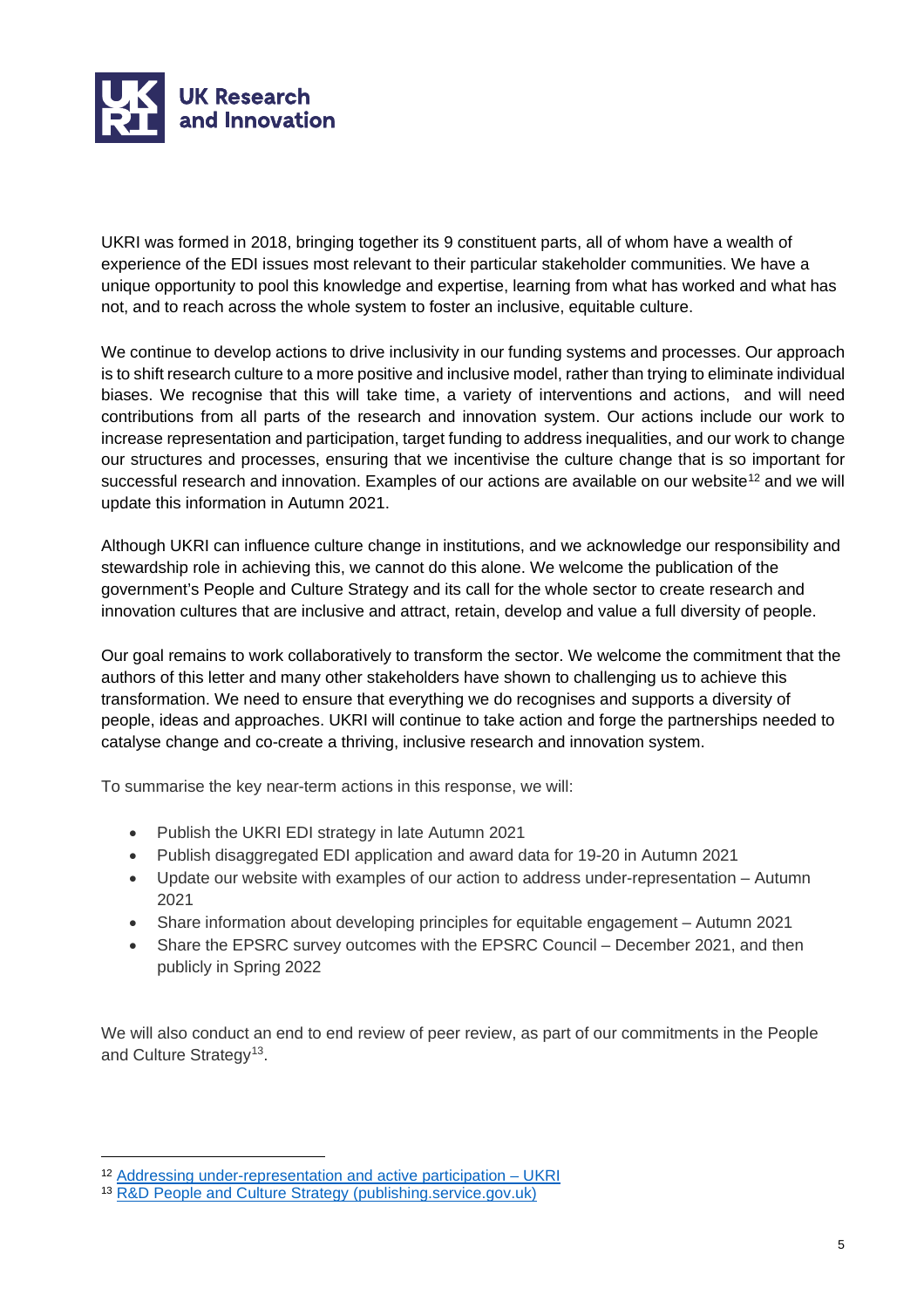UKRI was formed in 2018, bringing together its 9 constituent parts, all of whom have a wealth of experience of the EDI issues most relevant to their particular stakeholder communities. We have a unique opportunity to pool this knowledge and expertise, learning from what has worked and what has not, and to reach across the whole system to foster an inclusive, equitable culture.

We continue to develop actions to drive inclusivity in our funding systems and processes. Our approach is to shift research culture to a more positive and inclusive model, rather than trying to eliminate individual biases. We recognise that this will take time, a variety of interventions and actions, and will need contributions from all parts of the research and innovation system. Our actions include our work to increase representation and participation, target funding to address inequalities, and our work to change our structures and processes, ensuring that we incentivise the culture change that is so important for successful research and innovation. Examples of our actions are available on our website[12] and we will update this information in Autumn 2021.

Although UKRI can influence culture change in institutions, and we acknowledge our responsibility and stewardship role in achieving this, we cannot do this alone. We welcome the publication of the government's People and Culture Strategy and its call for the whole sector to create research and innovation cultures that are inclusive and attract, retain, develop and value a full diversity of people.

Our goal remains to work collaboratively to transform the sector. We welcome the commitment that the authors of this letter and many other stakeholders have shown to challenging us to achieve this transformation. We need to ensure that everything we do recognises and supports a diversity of people, ideas and approaches. UKRI will continue to take action and forge the partnerships needed to catalyse change and co-create a thriving, inclusive research and innovation system.

To summarise the key near-term actions in this response, we will:

- Publish the UKRI EDI strategy in late Autumn 2021
- Publish disaggregated EDI application and award data for 19-20 in Autumn 2021
- Update our website with examples of our action to address under-representation – Autumn 2021
- Share information about developing principles for equitable engagement – Autumn 2021
- Share the EPSRC survey outcomes with the EPSRC Council – December 2021, and then publicly in Spring 2022

We will also conduct an end to end review of peer review, as part of our commitments in the People and Culture Strategy[13].

---

[12] Addressing under-representation and active participation – UKRI

[13] R&D People and Culture Strategy (publishing.service.gov.uk)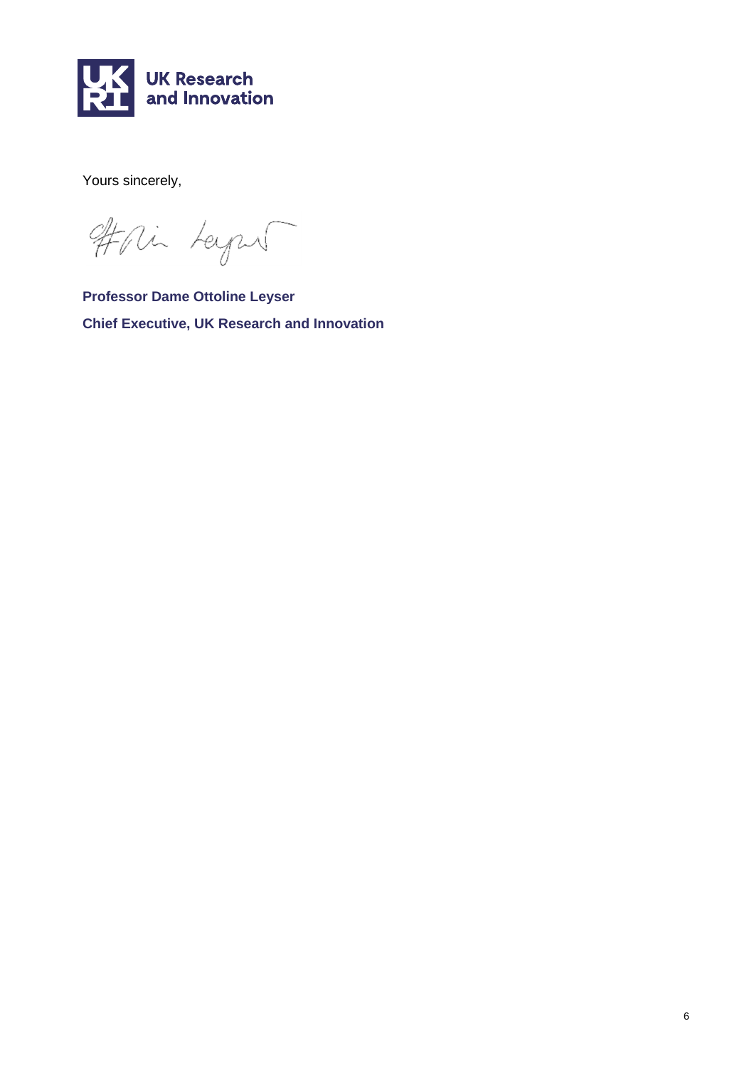Yours sincerely,

**Professor Dame Ottoline Leyser**

**Chief Executive, UK Research and Innovation**